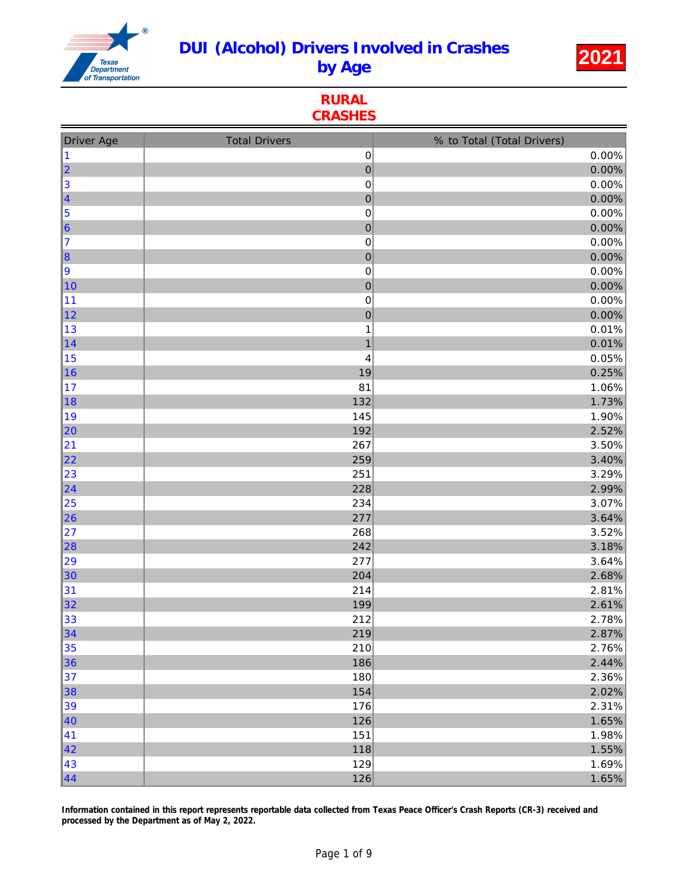# DUI (Alcohol) Drivers Involved in Crashes by Age

**2021**

## RURAL CRASHES

| Driver Age | Total Drivers | % to Total (Total Drivers) |
|---|---|---|
| 1 | 0 | 0.00% |
| 2 | 0 | 0.00% |
| 3 | 0 | 0.00% |
| 4 | 0 | 0.00% |
| 5 | 0 | 0.00% |
| 6 | 0 | 0.00% |
| 7 | 0 | 0.00% |
| 8 | 0 | 0.00% |
| 9 | 0 | 0.00% |
| 10 | 0 | 0.00% |
| 11 | 0 | 0.00% |
| 12 | 0 | 0.00% |
| 13 | 1 | 0.01% |
| 14 | 1 | 0.01% |
| 15 | 4 | 0.05% |
| 16 | 19 | 0.25% |
| 17 | 81 | 1.06% |
| 18 | 132 | 1.73% |
| 19 | 145 | 1.90% |
| 20 | 192 | 2.52% |
| 21 | 267 | 3.50% |
| 22 | 259 | 3.40% |
| 23 | 251 | 3.29% |
| 24 | 228 | 2.99% |
| 25 | 234 | 3.07% |
| 26 | 277 | 3.64% |
| 27 | 268 | 3.52% |
| 28 | 242 | 3.18% |
| 29 | 277 | 3.64% |
| 30 | 204 | 2.68% |
| 31 | 214 | 2.81% |
| 32 | 199 | 2.61% |
| 33 | 212 | 2.78% |
| 34 | 219 | 2.87% |
| 35 | 210 | 2.76% |
| 36 | 186 | 2.44% |
| 37 | 180 | 2.36% |
| 38 | 154 | 2.02% |
| 39 | 176 | 2.31% |
| 40 | 126 | 1.65% |
| 41 | 151 | 1.98% |
| 42 | 118 | 1.55% |
| 43 | 129 | 1.69% |
| 44 | 126 | 1.65% |

**Information contained in this report represents reportable data collected from Texas Peace Officer's Crash Reports (CR-3) received and processed by the Department as of May 2, 2022.**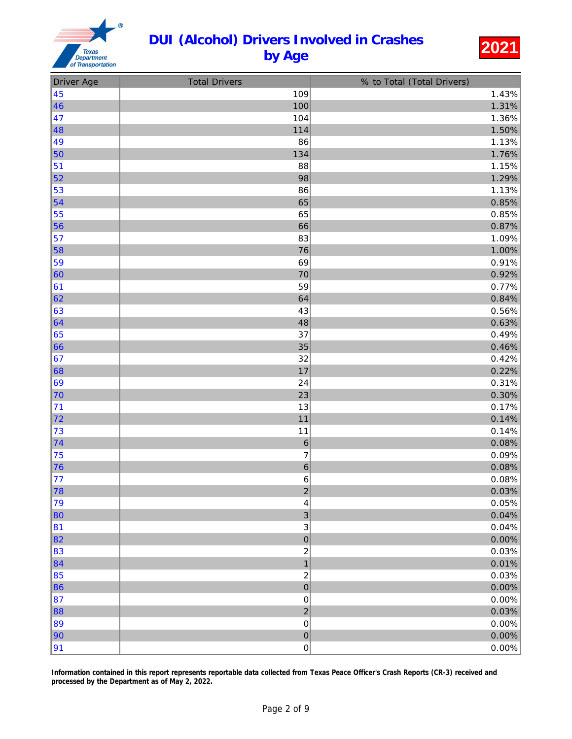# DUI (Alcohol) Drivers Involved in Crashes by Age

**2021**

| Driver Age | Total Drivers | % to Total (Total Drivers) |
|---|---|---|
| 45 | 109 | 1.43% |
| 46 | 100 | 1.31% |
| 47 | 104 | 1.36% |
| 48 | 114 | 1.50% |
| 49 | 86 | 1.13% |
| 50 | 134 | 1.76% |
| 51 | 88 | 1.15% |
| 52 | 98 | 1.29% |
| 53 | 86 | 1.13% |
| 54 | 65 | 0.85% |
| 55 | 65 | 0.85% |
| 56 | 66 | 0.87% |
| 57 | 83 | 1.09% |
| 58 | 76 | 1.00% |
| 59 | 69 | 0.91% |
| 60 | 70 | 0.92% |
| 61 | 59 | 0.77% |
| 62 | 64 | 0.84% |
| 63 | 43 | 0.56% |
| 64 | 48 | 0.63% |
| 65 | 37 | 0.49% |
| 66 | 35 | 0.46% |
| 67 | 32 | 0.42% |
| 68 | 17 | 0.22% |
| 69 | 24 | 0.31% |
| 70 | 23 | 0.30% |
| 71 | 13 | 0.17% |
| 72 | 11 | 0.14% |
| 73 | 11 | 0.14% |
| 74 | 6 | 0.08% |
| 75 | 7 | 0.09% |
| 76 | 6 | 0.08% |
| 77 | 6 | 0.08% |
| 78 | 2 | 0.03% |
| 79 | 4 | 0.05% |
| 80 | 3 | 0.04% |
| 81 | 3 | 0.04% |
| 82 | 0 | 0.00% |
| 83 | 2 | 0.03% |
| 84 | 1 | 0.01% |
| 85 | 2 | 0.03% |
| 86 | 0 | 0.00% |
| 87 | 0 | 0.00% |
| 88 | 2 | 0.03% |
| 89 | 0 | 0.00% |
| 90 | 0 | 0.00% |
| 91 | 0 | 0.00% |

**Information contained in this report represents reportable data collected from Texas Peace Officer's Crash Reports (CR-3) received and processed by the Department as of May 2, 2022.**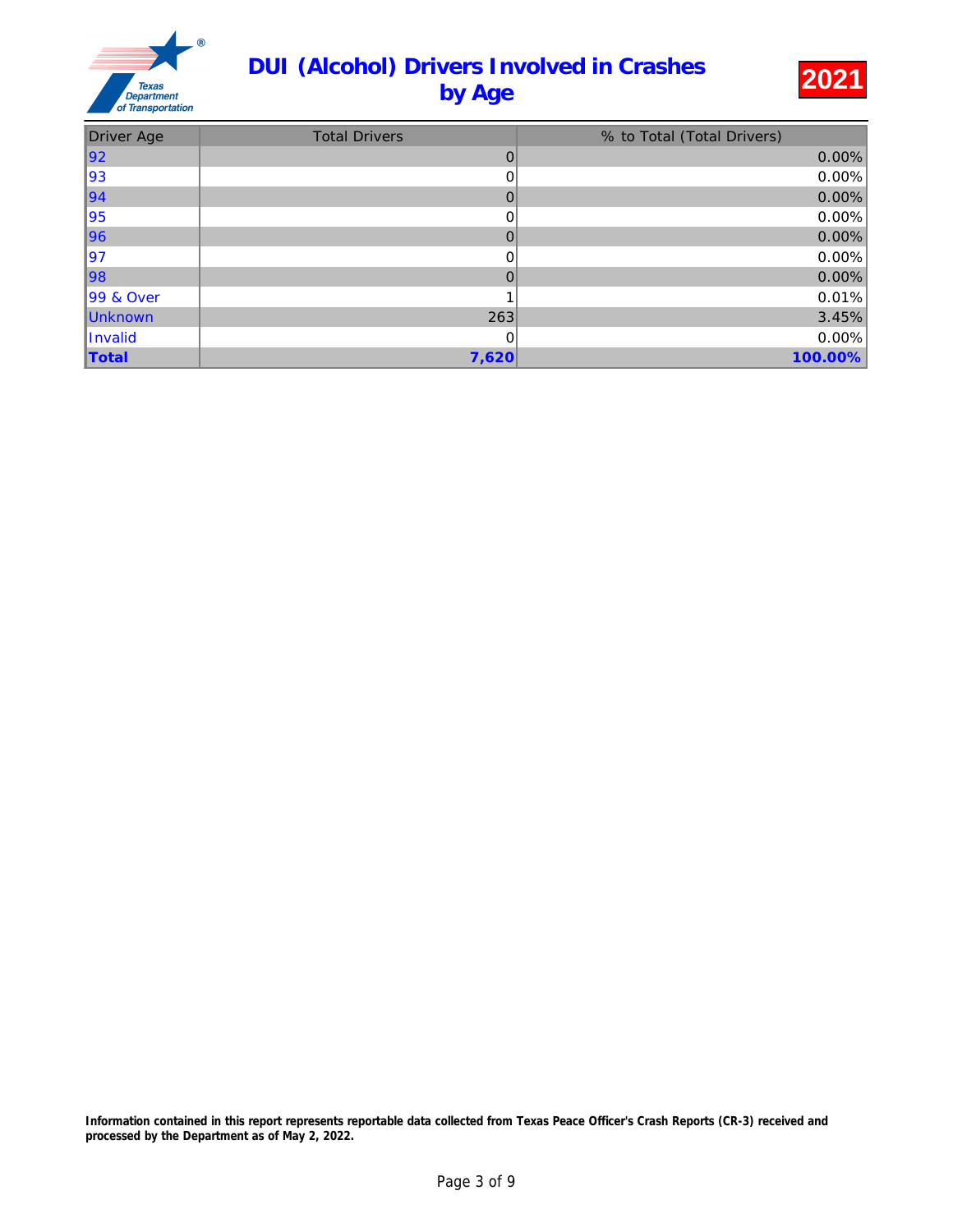# DUI (Alcohol) Drivers Involved in Crashes by Age

**2021**

| Driver Age | Total Drivers | % to Total (Total Drivers) |
|---|---|---|
| 92 | 0 | 0.00% |
| 93 | 0 | 0.00% |
| 94 | 0 | 0.00% |
| 95 | 0 | 0.00% |
| 96 | 0 | 0.00% |
| 97 | 0 | 0.00% |
| 98 | 0 | 0.00% |
| 99 & Over | 1 | 0.01% |
| Unknown | 263 | 3.45% |
| Invalid | 0 | 0.00% |
| **Total** | **7,620** | **100.00%** |

**Information contained in this report represents reportable data collected from Texas Peace Officer's Crash Reports (CR-3) received and processed by the Department as of May 2, 2022.**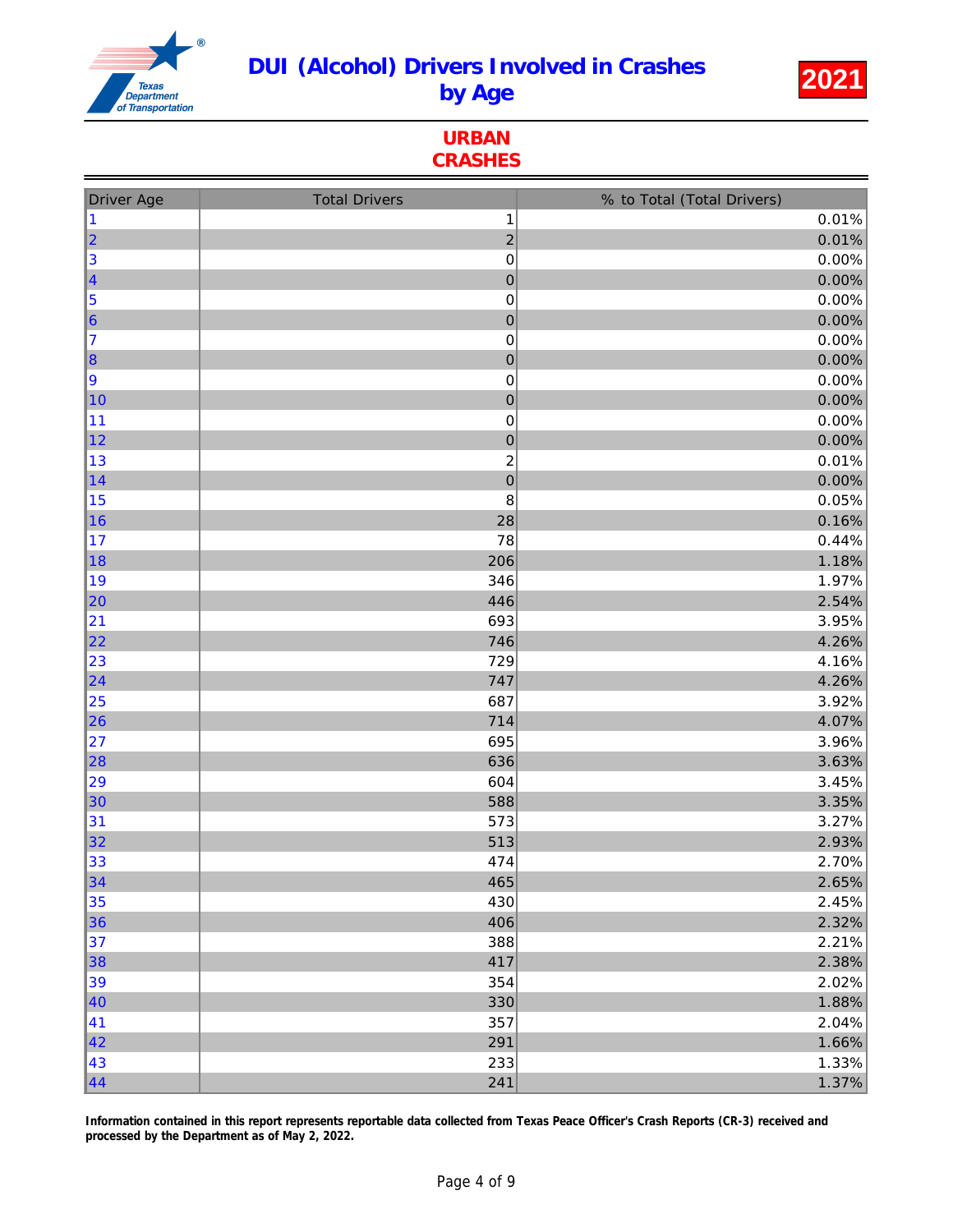# DUI (Alcohol) Drivers Involved in Crashes by Age

**2021**

## URBAN CRASHES

| Driver Age | Total Drivers | % to Total (Total Drivers) |
|---|---|---|
| 1 | 1 | 0.01% |
| 2 | 2 | 0.01% |
| 3 | 0 | 0.00% |
| 4 | 0 | 0.00% |
| 5 | 0 | 0.00% |
| 6 | 0 | 0.00% |
| 7 | 0 | 0.00% |
| 8 | 0 | 0.00% |
| 9 | 0 | 0.00% |
| 10 | 0 | 0.00% |
| 11 | 0 | 0.00% |
| 12 | 0 | 0.00% |
| 13 | 2 | 0.01% |
| 14 | 0 | 0.00% |
| 15 | 8 | 0.05% |
| 16 | 28 | 0.16% |
| 17 | 78 | 0.44% |
| 18 | 206 | 1.18% |
| 19 | 346 | 1.97% |
| 20 | 446 | 2.54% |
| 21 | 693 | 3.95% |
| 22 | 746 | 4.26% |
| 23 | 729 | 4.16% |
| 24 | 747 | 4.26% |
| 25 | 687 | 3.92% |
| 26 | 714 | 4.07% |
| 27 | 695 | 3.96% |
| 28 | 636 | 3.63% |
| 29 | 604 | 3.45% |
| 30 | 588 | 3.35% |
| 31 | 573 | 3.27% |
| 32 | 513 | 2.93% |
| 33 | 474 | 2.70% |
| 34 | 465 | 2.65% |
| 35 | 430 | 2.45% |
| 36 | 406 | 2.32% |
| 37 | 388 | 2.21% |
| 38 | 417 | 2.38% |
| 39 | 354 | 2.02% |
| 40 | 330 | 1.88% |
| 41 | 357 | 2.04% |
| 42 | 291 | 1.66% |
| 43 | 233 | 1.33% |
| 44 | 241 | 1.37% |

**Information contained in this report represents reportable data collected from Texas Peace Officer's Crash Reports (CR-3) received and processed by the Department as of May 2, 2022.**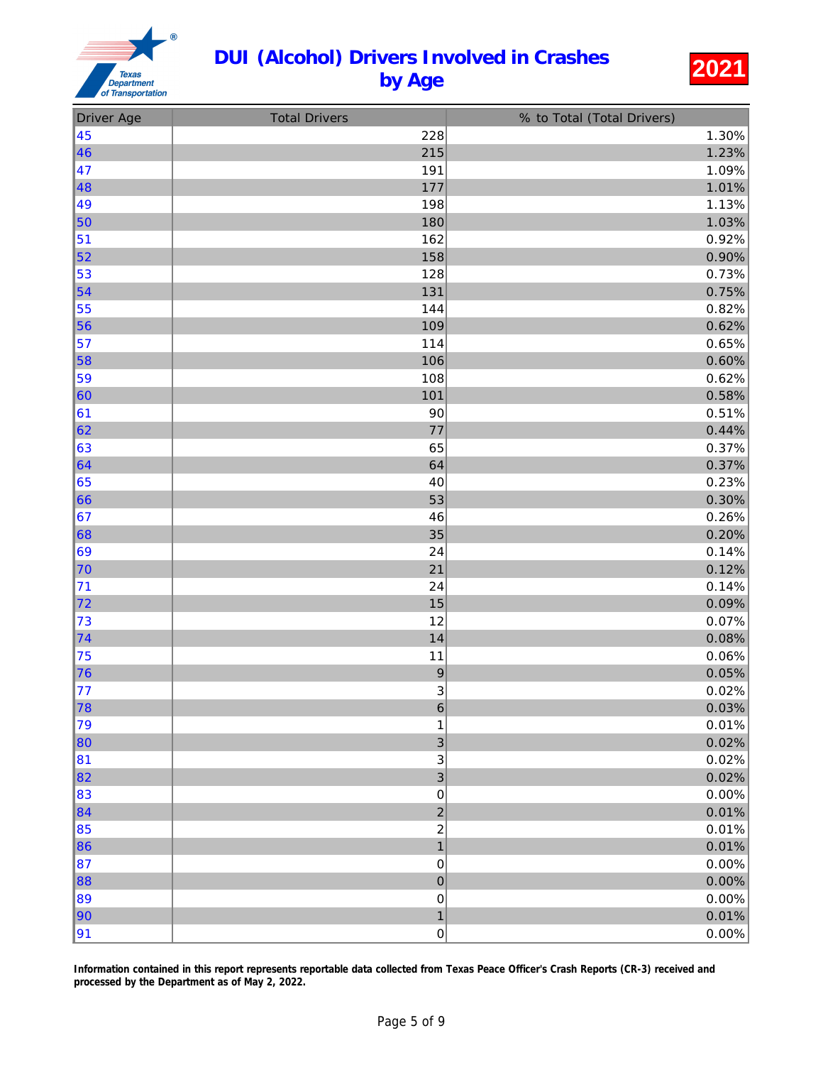# DUI (Alcohol) Drivers Involved in Crashes by Age

**2021**

| Driver Age | Total Drivers | % to Total (Total Drivers) |
|---|---|---|
| 45 | 228 | 1.30% |
| 46 | 215 | 1.23% |
| 47 | 191 | 1.09% |
| 48 | 177 | 1.01% |
| 49 | 198 | 1.13% |
| 50 | 180 | 1.03% |
| 51 | 162 | 0.92% |
| 52 | 158 | 0.90% |
| 53 | 128 | 0.73% |
| 54 | 131 | 0.75% |
| 55 | 144 | 0.82% |
| 56 | 109 | 0.62% |
| 57 | 114 | 0.65% |
| 58 | 106 | 0.60% |
| 59 | 108 | 0.62% |
| 60 | 101 | 0.58% |
| 61 | 90 | 0.51% |
| 62 | 77 | 0.44% |
| 63 | 65 | 0.37% |
| 64 | 64 | 0.37% |
| 65 | 40 | 0.23% |
| 66 | 53 | 0.30% |
| 67 | 46 | 0.26% |
| 68 | 35 | 0.20% |
| 69 | 24 | 0.14% |
| 70 | 21 | 0.12% |
| 71 | 24 | 0.14% |
| 72 | 15 | 0.09% |
| 73 | 12 | 0.07% |
| 74 | 14 | 0.08% |
| 75 | 11 | 0.06% |
| 76 | 9 | 0.05% |
| 77 | 3 | 0.02% |
| 78 | 6 | 0.03% |
| 79 | 1 | 0.01% |
| 80 | 3 | 0.02% |
| 81 | 3 | 0.02% |
| 82 | 3 | 0.02% |
| 83 | 0 | 0.00% |
| 84 | 2 | 0.01% |
| 85 | 2 | 0.01% |
| 86 | 1 | 0.01% |
| 87 | 0 | 0.00% |
| 88 | 0 | 0.00% |
| 89 | 0 | 0.00% |
| 90 | 1 | 0.01% |
| 91 | 0 | 0.00% |

**Information contained in this report represents reportable data collected from Texas Peace Officer's Crash Reports (CR-3) received and processed by the Department as of May 2, 2022.**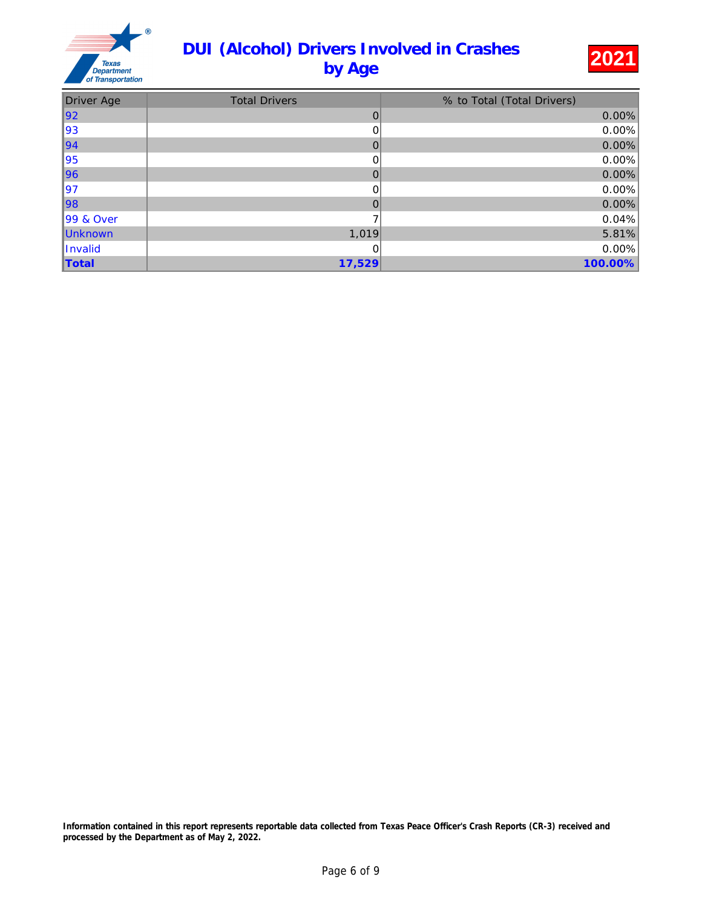# DUI (Alcohol) Drivers Involved in Crashes by Age

**2021**

| Driver Age | Total Drivers | % to Total (Total Drivers) |
|---|---|---|
| 92 | 0 | 0.00% |
| 93 | 0 | 0.00% |
| 94 | 0 | 0.00% |
| 95 | 0 | 0.00% |
| 96 | 0 | 0.00% |
| 97 | 0 | 0.00% |
| 98 | 0 | 0.00% |
| 99 & Over | 7 | 0.04% |
| Unknown | 1,019 | 5.81% |
| Invalid | 0 | 0.00% |
| **Total** | **17,529** | **100.00%** |

**Information contained in this report represents reportable data collected from Texas Peace Officer's Crash Reports (CR-3) received and processed by the Department as of May 2, 2022.**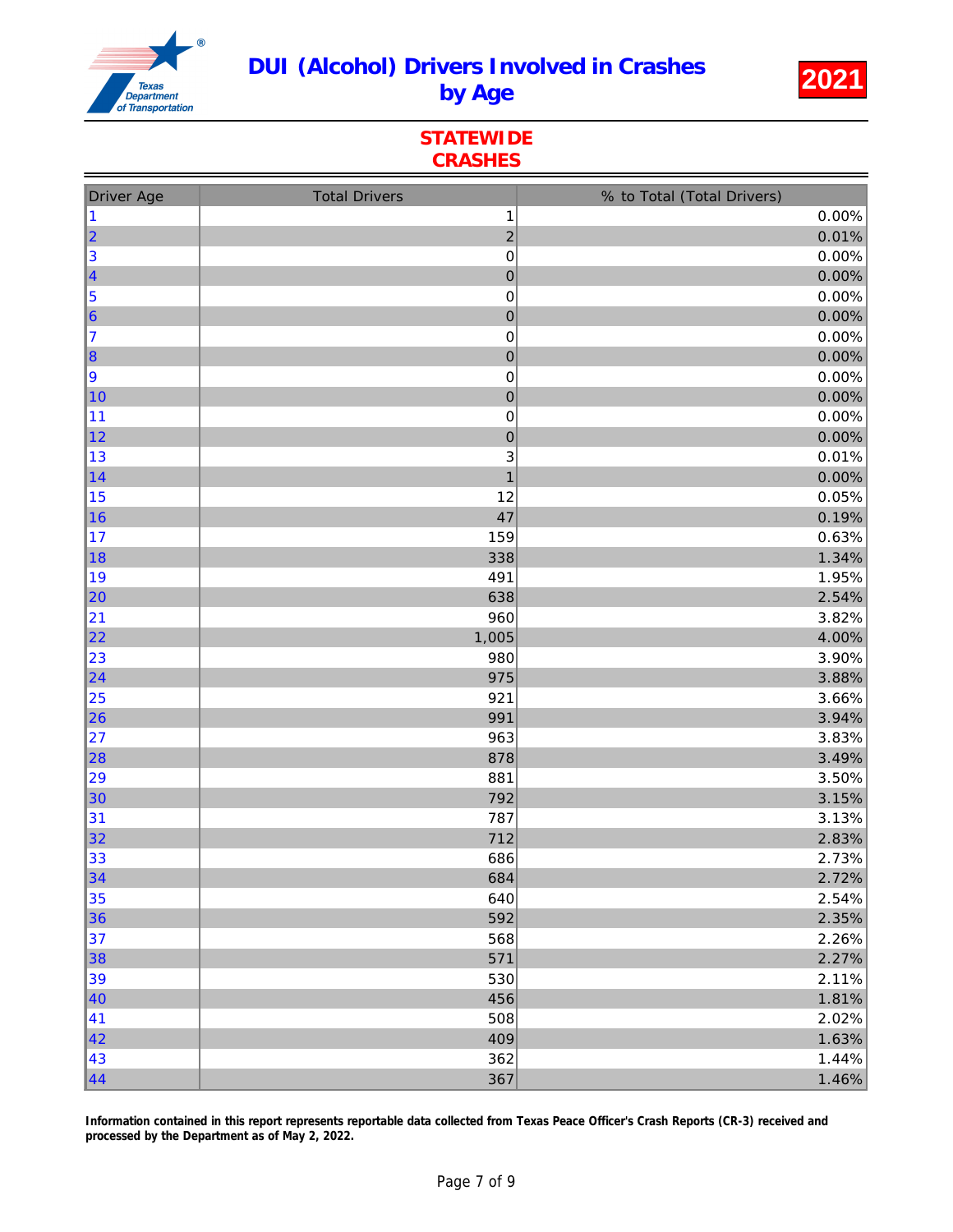# DUI (Alcohol) Drivers Involved in Crashes by Age

**2021**

## STATEWIDE CRASHES

| Driver Age | Total Drivers | % to Total (Total Drivers) |
|---|---|---|
| 1 | 1 | 0.00% |
| 2 | 2 | 0.01% |
| 3 | 0 | 0.00% |
| 4 | 0 | 0.00% |
| 5 | 0 | 0.00% |
| 6 | 0 | 0.00% |
| 7 | 0 | 0.00% |
| 8 | 0 | 0.00% |
| 9 | 0 | 0.00% |
| 10 | 0 | 0.00% |
| 11 | 0 | 0.00% |
| 12 | 0 | 0.00% |
| 13 | 3 | 0.01% |
| 14 | 1 | 0.00% |
| 15 | 12 | 0.05% |
| 16 | 47 | 0.19% |
| 17 | 159 | 0.63% |
| 18 | 338 | 1.34% |
| 19 | 491 | 1.95% |
| 20 | 638 | 2.54% |
| 21 | 960 | 3.82% |
| 22 | 1,005 | 4.00% |
| 23 | 980 | 3.90% |
| 24 | 975 | 3.88% |
| 25 | 921 | 3.66% |
| 26 | 991 | 3.94% |
| 27 | 963 | 3.83% |
| 28 | 878 | 3.49% |
| 29 | 881 | 3.50% |
| 30 | 792 | 3.15% |
| 31 | 787 | 3.13% |
| 32 | 712 | 2.83% |
| 33 | 686 | 2.73% |
| 34 | 684 | 2.72% |
| 35 | 640 | 2.54% |
| 36 | 592 | 2.35% |
| 37 | 568 | 2.26% |
| 38 | 571 | 2.27% |
| 39 | 530 | 2.11% |
| 40 | 456 | 1.81% |
| 41 | 508 | 2.02% |
| 42 | 409 | 1.63% |
| 43 | 362 | 1.44% |
| 44 | 367 | 1.46% |

**Information contained in this report represents reportable data collected from Texas Peace Officer's Crash Reports (CR-3) received and processed by the Department as of May 2, 2022.**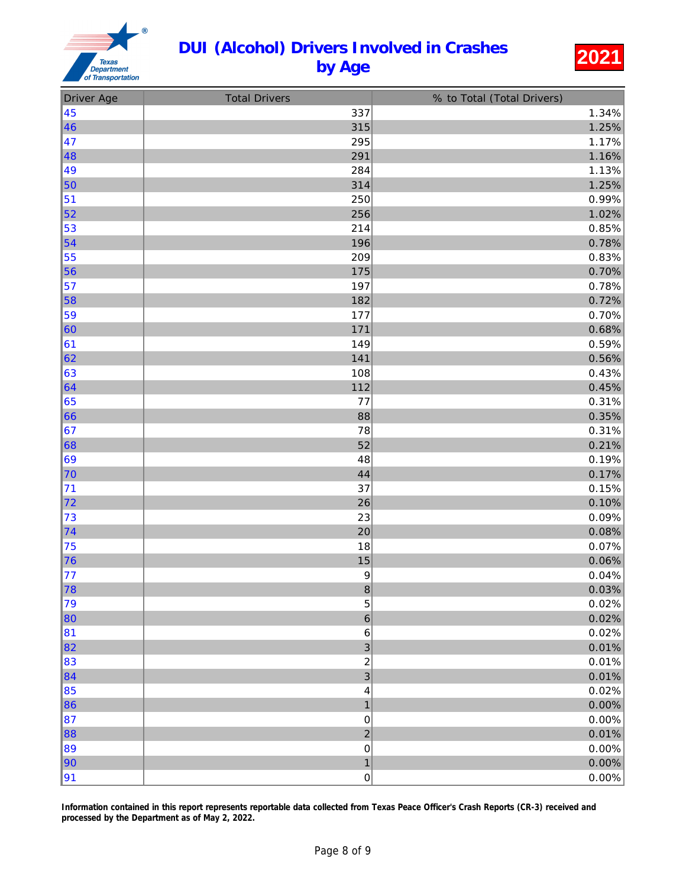# DUI (Alcohol) Drivers Involved in Crashes by Age

**2021**

| Driver Age | Total Drivers | % to Total (Total Drivers) |
|---|---|---|
| 45 | 337 | 1.34% |
| 46 | 315 | 1.25% |
| 47 | 295 | 1.17% |
| 48 | 291 | 1.16% |
| 49 | 284 | 1.13% |
| 50 | 314 | 1.25% |
| 51 | 250 | 0.99% |
| 52 | 256 | 1.02% |
| 53 | 214 | 0.85% |
| 54 | 196 | 0.78% |
| 55 | 209 | 0.83% |
| 56 | 175 | 0.70% |
| 57 | 197 | 0.78% |
| 58 | 182 | 0.72% |
| 59 | 177 | 0.70% |
| 60 | 171 | 0.68% |
| 61 | 149 | 0.59% |
| 62 | 141 | 0.56% |
| 63 | 108 | 0.43% |
| 64 | 112 | 0.45% |
| 65 | 77 | 0.31% |
| 66 | 88 | 0.35% |
| 67 | 78 | 0.31% |
| 68 | 52 | 0.21% |
| 69 | 48 | 0.19% |
| 70 | 44 | 0.17% |
| 71 | 37 | 0.15% |
| 72 | 26 | 0.10% |
| 73 | 23 | 0.09% |
| 74 | 20 | 0.08% |
| 75 | 18 | 0.07% |
| 76 | 15 | 0.06% |
| 77 | 9 | 0.04% |
| 78 | 8 | 0.03% |
| 79 | 5 | 0.02% |
| 80 | 6 | 0.02% |
| 81 | 6 | 0.02% |
| 82 | 3 | 0.01% |
| 83 | 2 | 0.01% |
| 84 | 3 | 0.01% |
| 85 | 4 | 0.02% |
| 86 | 1 | 0.00% |
| 87 | 0 | 0.00% |
| 88 | 2 | 0.01% |
| 89 | 0 | 0.00% |
| 90 | 1 | 0.00% |
| 91 | 0 | 0.00% |

**Information contained in this report represents reportable data collected from Texas Peace Officer's Crash Reports (CR-3) received and processed by the Department as of May 2, 2022.**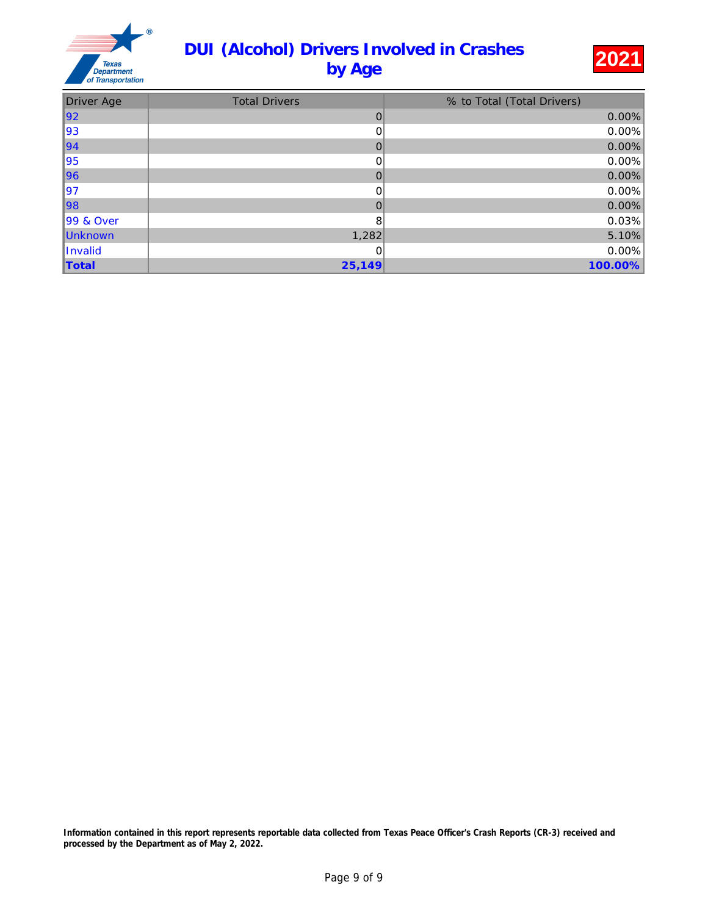# DUI (Alcohol) Drivers Involved in Crashes by Age

**2021**

| Driver Age | Total Drivers | % to Total (Total Drivers) |
|---|---|---|
| 92 | 0 | 0.00% |
| 93 | 0 | 0.00% |
| 94 | 0 | 0.00% |
| 95 | 0 | 0.00% |
| 96 | 0 | 0.00% |
| 97 | 0 | 0.00% |
| 98 | 0 | 0.00% |
| 99 & Over | 8 | 0.03% |
| Unknown | 1,282 | 5.10% |
| Invalid | 0 | 0.00% |
| **Total** | **25,149** | **100.00%** |

**Information contained in this report represents reportable data collected from Texas Peace Officer's Crash Reports (CR-3) received and processed by the Department as of May 2, 2022.**